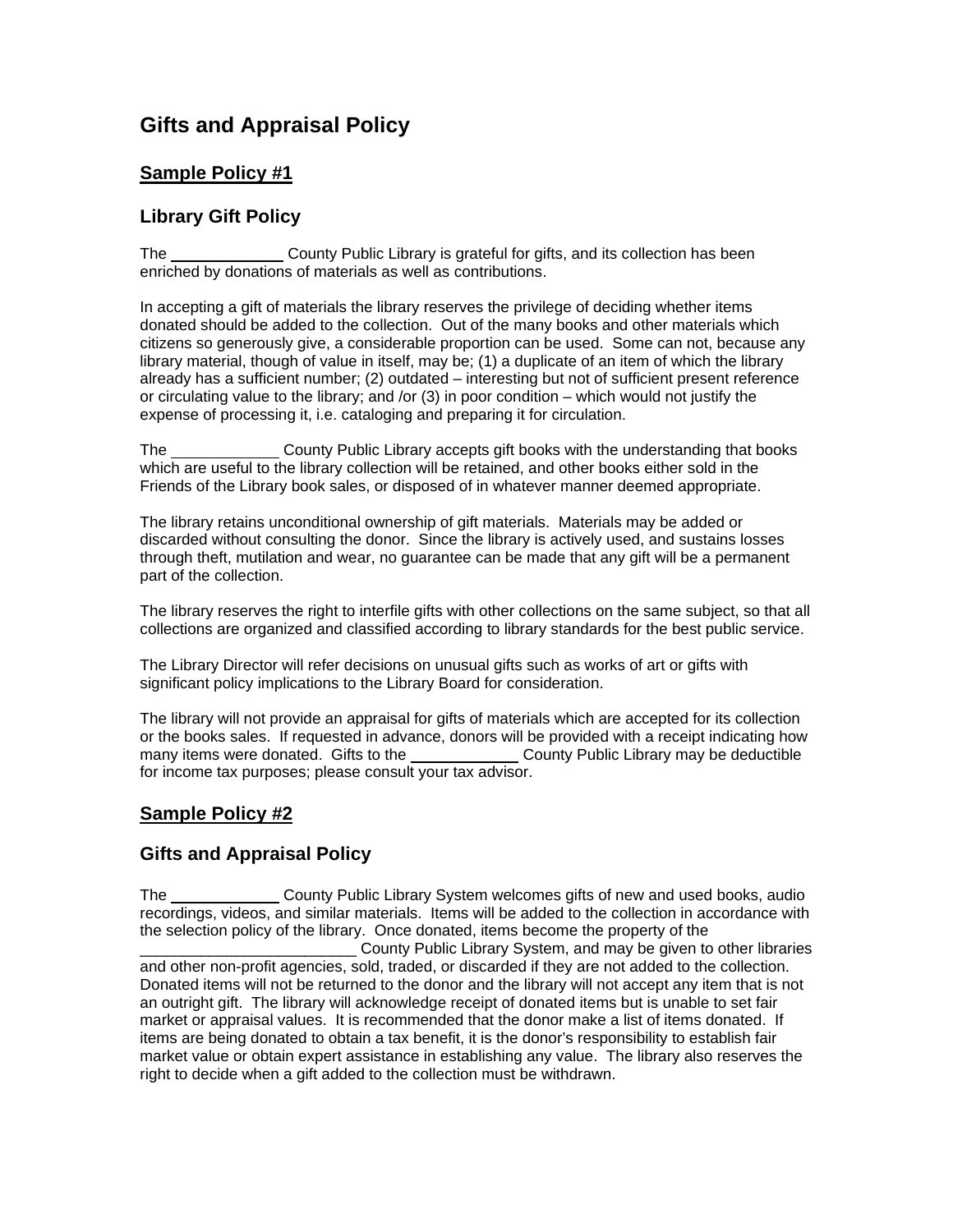# Gifts and Appraisal Policy

## Sample Policy #1

### Library Gift Policy

The ____________ County Public Library is grateful for gifts, and its collection has been enriched by donations of materials as well as contributions.

In accepting a gift of materials the library reserves the privilege of deciding whether items donated should be added to the collection. Out of the many books and other materials which citizens so generously give, a considerable proportion can be used. Some can not, because any library material, though of value in itself, may be; (1) a duplicate of an item of which the library already has a sufficient number; (2) outdated – interesting but not of sufficient present reference or circulating value to the library; and /or (3) in poor condition – which would not justify the expense of processing it, i.e. cataloging and preparing it for circulation.

The ____________ County Public Library accepts gift books with the understanding that books which are useful to the library collection will be retained, and other books either sold in the Friends of the Library book sales, or disposed of in whatever manner deemed appropriate.

The library retains unconditional ownership of gift materials. Materials may be added or discarded without consulting the donor. Since the library is actively used, and sustains losses through theft, mutilation and wear, no guarantee can be made that any gift will be a permanent part of the collection.

The library reserves the right to interfile gifts with other collections on the same subject, so that all collections are organized and classified according to library standards for the best public service.

The Library Director will refer decisions on unusual gifts such as works of art or gifts with significant policy implications to the Library Board for consideration.

The library will not provide an appraisal for gifts of materials which are accepted for its collection or the books sales. If requested in advance, donors will be provided with a receipt indicating how many items were donated. Gifts to the ____________ County Public Library may be deductible for income tax purposes; please consult your tax advisor.

## Sample Policy #2

### Gifts and Appraisal Policy

The ____________ County Public Library System welcomes gifts of new and used books, audio recordings, videos, and similar materials. Items will be added to the collection in accordance with the selection policy of the library. Once donated, items become the property of the _________________________ County Public Library System, and may be given to other libraries and other non-profit agencies, sold, traded, or discarded if they are not added to the collection. Donated items will not be returned to the donor and the library will not accept any item that is not an outright gift. The library will acknowledge receipt of donated items but is unable to set fair market or appraisal values. It is recommended that the donor make a list of items donated. If items are being donated to obtain a tax benefit, it is the donor's responsibility to establish fair market value or obtain expert assistance in establishing any value. The library also reserves the right to decide when a gift added to the collection must be withdrawn.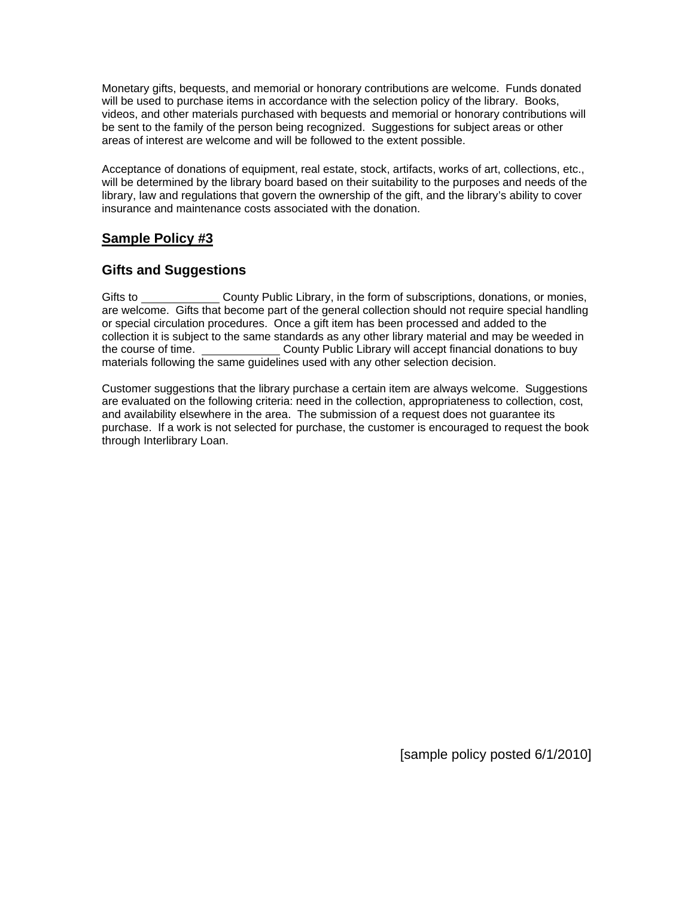Monetary gifts, bequests, and memorial or honorary contributions are welcome. Funds donated will be used to purchase items in accordance with the selection policy of the library. Books, videos, and other materials purchased with bequests and memorial or honorary contributions will be sent to the family of the person being recognized. Suggestions for subject areas or other areas of interest are welcome and will be followed to the extent possible.

Acceptance of donations of equipment, real estate, stock, artifacts, works of art, collections, etc., will be determined by the library board based on their suitability to the purposes and needs of the library, law and regulations that govern the ownership of the gift, and the library's ability to cover insurance and maintenance costs associated with the donation.

## Sample Policy #3

### Gifts and Suggestions

Gifts to ____________ County Public Library, in the form of subscriptions, donations, or monies, are welcome. Gifts that become part of the general collection should not require special handling or special circulation procedures. Once a gift item has been processed and added to the collection it is subject to the same standards as any other library material and may be weeded in the course of time. ____________ County Public Library will accept financial donations to buy materials following the same guidelines used with any other selection decision.

Customer suggestions that the library purchase a certain item are always welcome. Suggestions are evaluated on the following criteria: need in the collection, appropriateness to collection, cost, and availability elsewhere in the area. The submission of a request does not guarantee its purchase. If a work is not selected for purchase, the customer is encouraged to request the book through Interlibrary Loan.

[sample policy posted 6/1/2010]